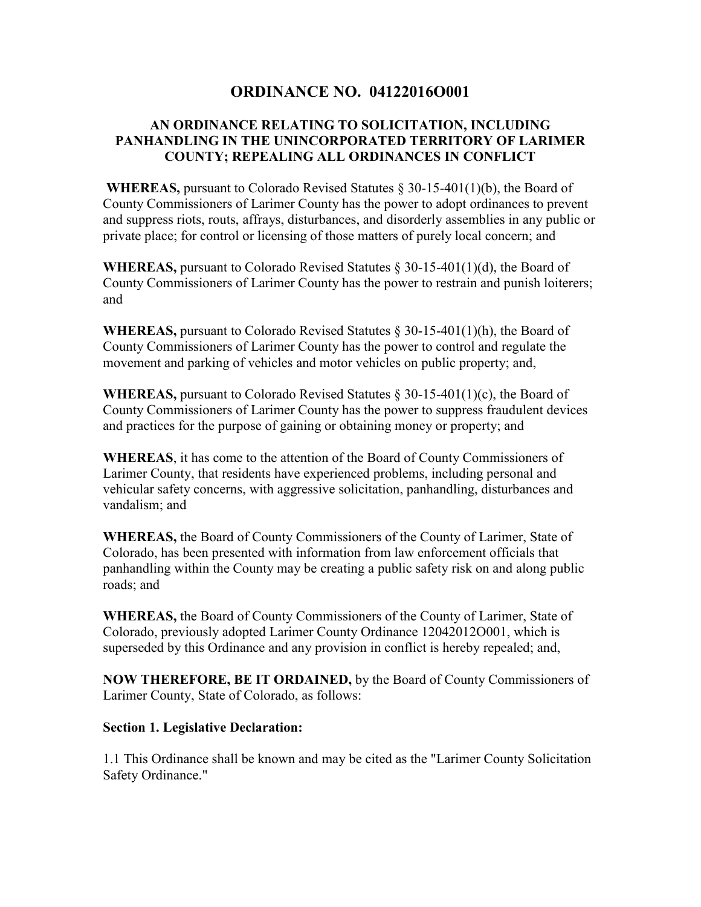# ORDINANCE NO. 04122016O001

## AN ORDINANCE RELATING TO SOLICITATION, INCLUDING PANHANDLING IN THE UNINCORPORATED TERRITORY OF LARIMER COUNTY; REPEALING ALL ORDINANCES IN CONFLICT

**WHEREAS,** pursuant to Colorado Revised Statutes § 30-15-401(1)(b), the Board of County Commissioners of Larimer County has the power to adopt ordinances to prevent and suppress riots, routs, affrays, disturbances, and disorderly assemblies in any public or private place; for control or licensing of those matters of purely local concern; and

**WHEREAS,** pursuant to Colorado Revised Statutes § 30-15-401(1)(d), the Board of County Commissioners of Larimer County has the power to restrain and punish loiterers; and

**WHEREAS,** pursuant to Colorado Revised Statutes § 30-15-401(1)(h), the Board of County Commissioners of Larimer County has the power to control and regulate the movement and parking of vehicles and motor vehicles on public property; and,

**WHEREAS,** pursuant to Colorado Revised Statutes § 30-15-401(1)(c), the Board of County Commissioners of Larimer County has the power to suppress fraudulent devices and practices for the purpose of gaining or obtaining money or property; and

**WHEREAS**, it has come to the attention of the Board of County Commissioners of Larimer County, that residents have experienced problems, including personal and vehicular safety concerns, with aggressive solicitation, panhandling, disturbances and vandalism; and

**WHEREAS,** the Board of County Commissioners of the County of Larimer, State of Colorado, has been presented with information from law enforcement officials that panhandling within the County may be creating a public safety risk on and along public roads; and

**WHEREAS,** the Board of County Commissioners of the County of Larimer, State of Colorado, previously adopted Larimer County Ordinance 12042012O001, which is superseded by this Ordinance and any provision in conflict is hereby repealed; and,

**NOW THEREFORE, BE IT ORDAINED,** by the Board of County Commissioners of Larimer County, State of Colorado, as follows:

**Section 1. Legislative Declaration:**

1.1 This Ordinance shall be known and may be cited as the "Larimer County Solicitation Safety Ordinance."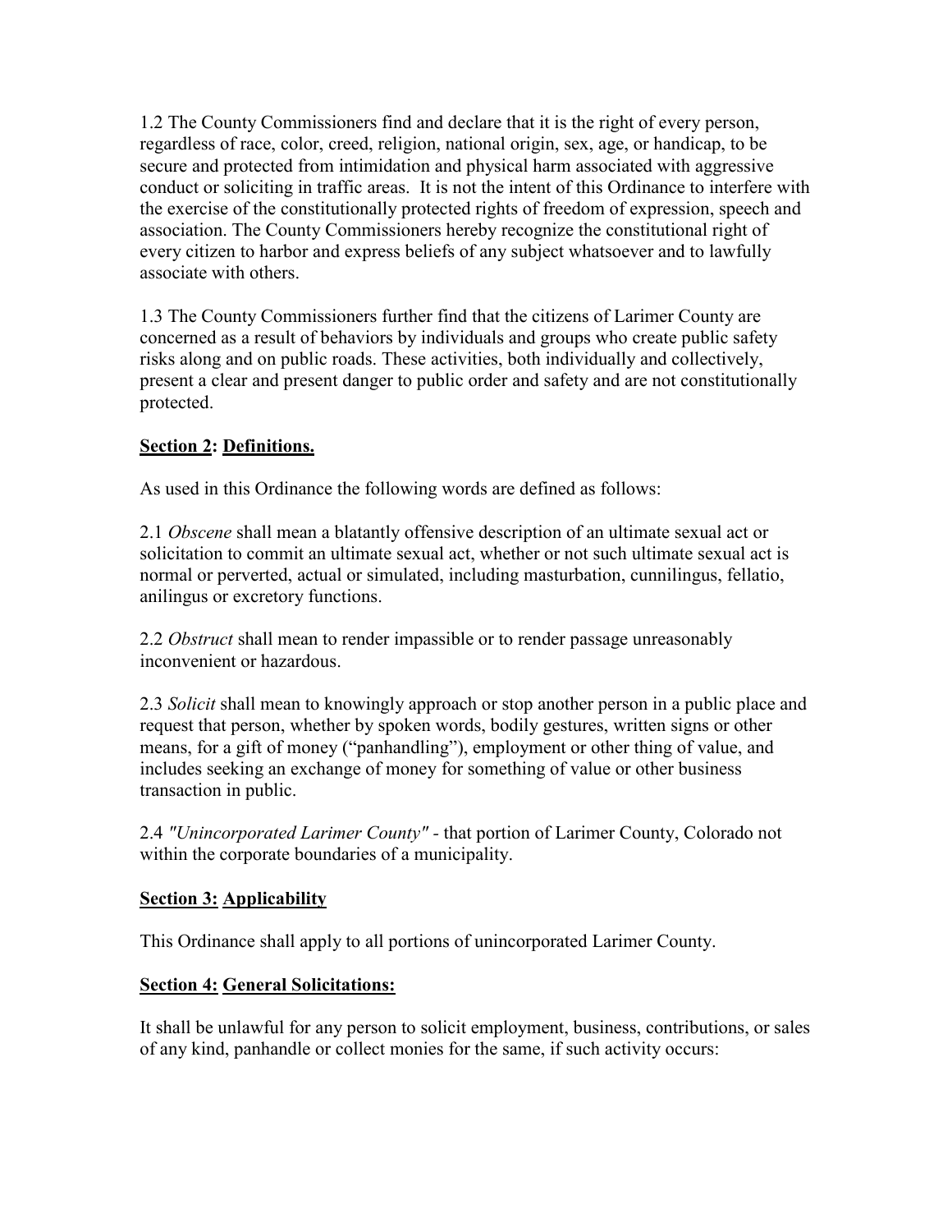1.2 The County Commissioners find and declare that it is the right of every person, regardless of race, color, creed, religion, national origin, sex, age, or handicap, to be secure and protected from intimidation and physical harm associated with aggressive conduct or soliciting in traffic areas. It is not the intent of this Ordinance to interfere with the exercise of the constitutionally protected rights of freedom of expression, speech and association. The County Commissioners hereby recognize the constitutional right of every citizen to harbor and express beliefs of any subject whatsoever and to lawfully associate with others.

1.3 The County Commissioners further find that the citizens of Larimer County are concerned as a result of behaviors by individuals and groups who create public safety risks along and on public roads. These activities, both individually and collectively, present a clear and present danger to public order and safety and are not constitutionally protected.

## <u>Section 2</u>: <u>Definitions.</u>

As used in this Ordinance the following words are defined as follows:

2.1 *Obscene* shall mean a blatantly offensive description of an ultimate sexual act or solicitation to commit an ultimate sexual act, whether or not such ultimate sexual act is normal or perverted, actual or simulated, including masturbation, cunnilingus, fellatio, anilingus or excretory functions.

2.2 *Obstruct* shall mean to render impassible or to render passage unreasonably inconvenient or hazardous.

2.3 *Solicit* shall mean to knowingly approach or stop another person in a public place and request that person, whether by spoken words, bodily gestures, written signs or other means, for a gift of money ("panhandling"), employment or other thing of value, and includes seeking an exchange of money for something of value or other business transaction in public.

2.4 *"Unincorporated Larimer County"* - that portion of Larimer County, Colorado not within the corporate boundaries of a municipality.

## <u>Section 3:</u> <u>Applicability</u>

This Ordinance shall apply to all portions of unincorporated Larimer County.

## <u>Section 4:</u> <u>General Solicitations:</u>

It shall be unlawful for any person to solicit employment, business, contributions, or sales of any kind, panhandle or collect monies for the same, if such activity occurs: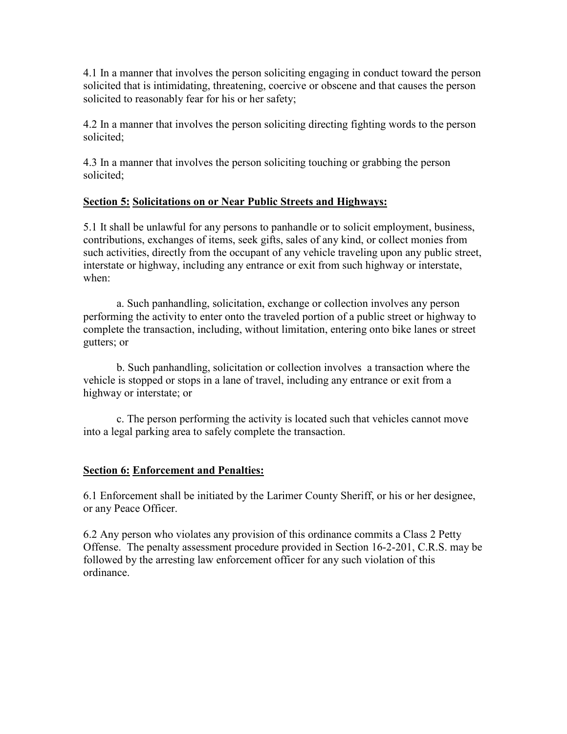4.1 In a manner that involves the person soliciting engaging in conduct toward the person solicited that is intimidating, threatening, coercive or obscene and that causes the person solicited to reasonably fear for his or her safety;

4.2 In a manner that involves the person soliciting directing fighting words to the person solicited;

4.3 In a manner that involves the person soliciting touching or grabbing the person solicited;

**<u>Section 5:</u> <u>Solicitations on or Near Public Streets and Highways:</u>**

5.1 It shall be unlawful for any persons to panhandle or to solicit employment, business, contributions, exchanges of items, seek gifts, sales of any kind, or collect monies from such activities, directly from the occupant of any vehicle traveling upon any public street, interstate or highway, including any entrance or exit from such highway or interstate, when:

a. Such panhandling, solicitation, exchange or collection involves any person performing the activity to enter onto the traveled portion of a public street or highway to complete the transaction, including, without limitation, entering onto bike lanes or street gutters; or

b. Such panhandling, solicitation or collection involves a transaction where the vehicle is stopped or stops in a lane of travel, including any entrance or exit from a highway or interstate; or

c. The person performing the activity is located such that vehicles cannot move into a legal parking area to safely complete the transaction.

**<u>Section 6:</u> <u>Enforcement and Penalties:</u>**

6.1 Enforcement shall be initiated by the Larimer County Sheriff, or his or her designee, or any Peace Officer.

6.2 Any person who violates any provision of this ordinance commits a Class 2 Petty Offense. The penalty assessment procedure provided in Section 16-2-201, C.R.S. may be followed by the arresting law enforcement officer for any such violation of this ordinance.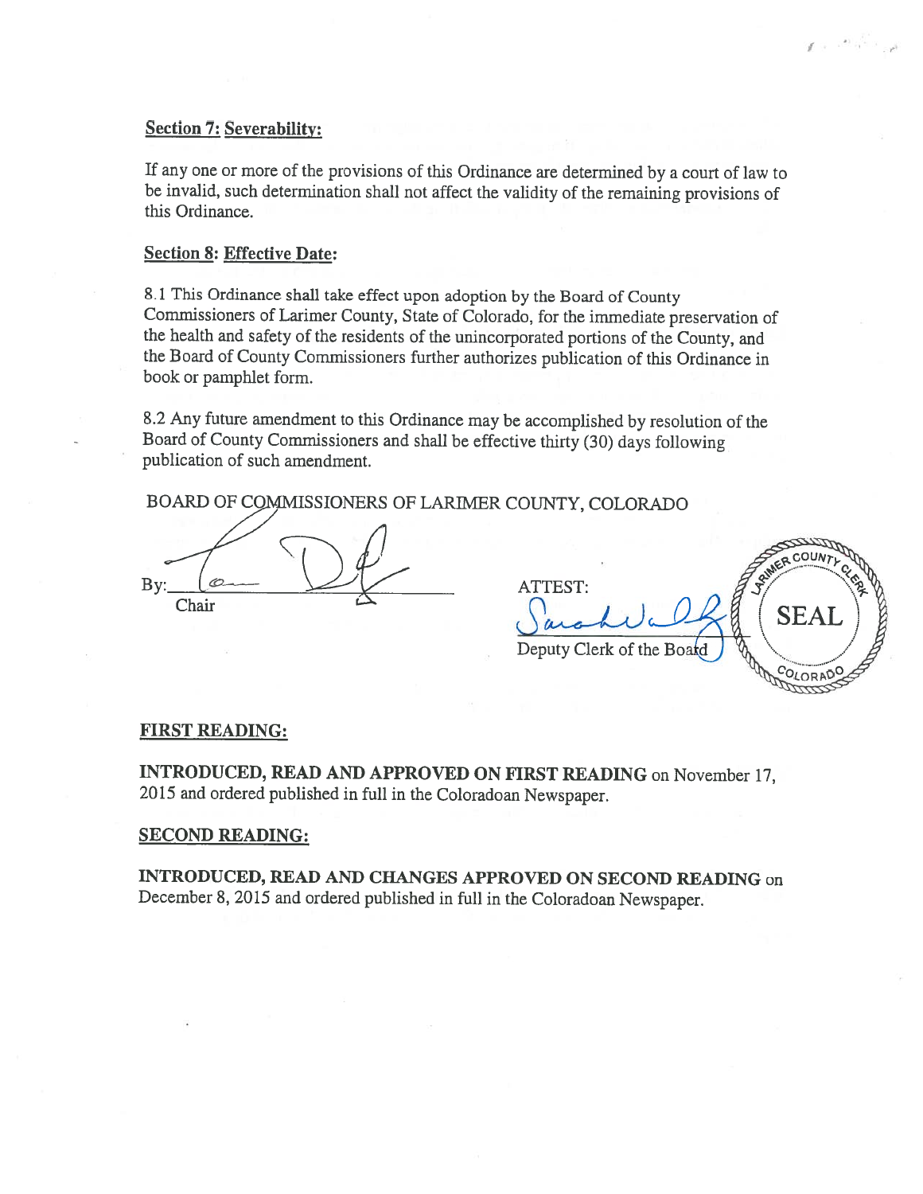**Section 7: Severability:**

If any one or more of the provisions of this Ordinance are determined by a court of law to be invalid, such determination shall not affect the validity of the remaining provisions of this Ordinance.

**Section 8: Effective Date:**

8.1 This Ordinance shall take effect upon adoption by the Board of County Commissioners of Larimer County, State of Colorado, for the immediate preservation of the health and safety of the residents of the unincorporated portions of the County, and the Board of County Commissioners further authorizes publication of this Ordinance in book or pamphlet form.

8.2 Any future amendment to this Ordinance may be accomplished by resolution of the Board of County Commissioners and shall be effective thirty (30) days following publication of such amendment.

BOARD OF COMMISSIONERS OF LARIMER COUNTY, COLORADO

By: ______________________
Chair

ATTEST:
______________________
Deputy Clerk of the Board

LARIMER COUNTY CLERK
SEAL
COLORADO

**FIRST READING:**

**INTRODUCED, READ AND APPROVED ON FIRST READING** on November 17, 2015 and ordered published in full in the Coloradoan Newspaper.

**SECOND READING:**

**INTRODUCED, READ AND CHANGES APPROVED ON SECOND READING** on December 8, 2015 and ordered published in full in the Coloradoan Newspaper.